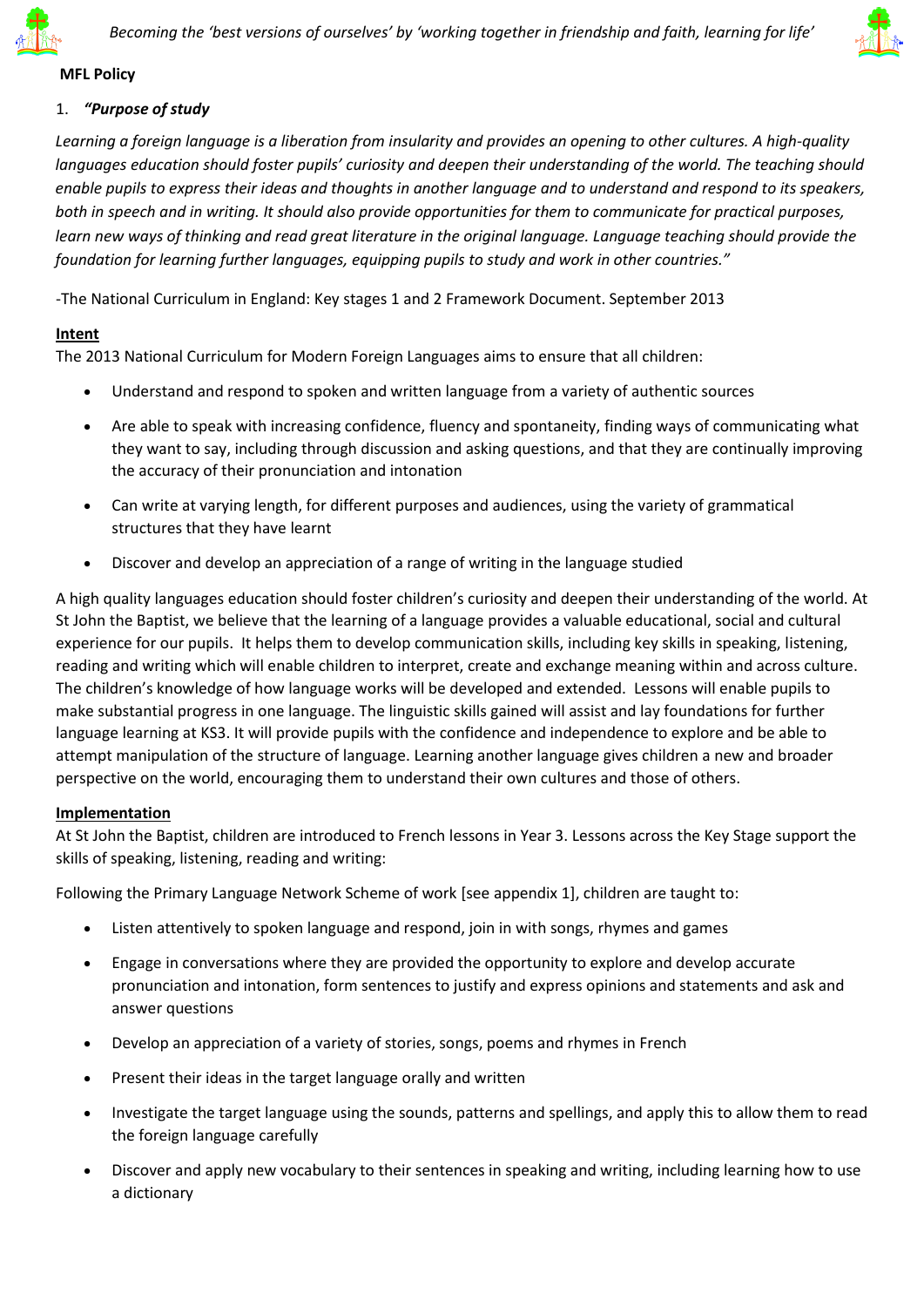**MFL Policy**

1. ***"Purpose of study***

*Learning a foreign language is a liberation from insularity and provides an opening to other cultures. A high-quality languages education should foster pupils' curiosity and deepen their understanding of the world. The teaching should enable pupils to express their ideas and thoughts in another language and to understand and respond to its speakers, both in speech and in writing. It should also provide opportunities for them to communicate for practical purposes, learn new ways of thinking and read great literature in the original language. Language teaching should provide the foundation for learning further languages, equipping pupils to study and work in other countries."*

-The National Curriculum in England: Key stages 1 and 2 Framework Document. September 2013

**Intent**

The 2013 National Curriculum for Modern Foreign Languages aims to ensure that all children:

- Understand and respond to spoken and written language from a variety of authentic sources
- Are able to speak with increasing confidence, fluency and spontaneity, finding ways of communicating what they want to say, including through discussion and asking questions, and that they are continually improving the accuracy of their pronunciation and intonation
- Can write at varying length, for different purposes and audiences, using the variety of grammatical structures that they have learnt
- Discover and develop an appreciation of a range of writing in the language studied

A high quality languages education should foster children's curiosity and deepen their understanding of the world. At St John the Baptist, we believe that the learning of a language provides a valuable educational, social and cultural experience for our pupils. It helps them to develop communication skills, including key skills in speaking, listening, reading and writing which will enable children to interpret, create and exchange meaning within and across culture. The children's knowledge of how language works will be developed and extended. Lessons will enable pupils to make substantial progress in one language. The linguistic skills gained will assist and lay foundations for further language learning at KS3. It will provide pupils with the confidence and independence to explore and be able to attempt manipulation of the structure of language. Learning another language gives children a new and broader perspective on the world, encouraging them to understand their own cultures and those of others.

**Implementation**

At St John the Baptist, children are introduced to French lessons in Year 3. Lessons across the Key Stage support the skills of speaking, listening, reading and writing:

Following the Primary Language Network Scheme of work [see appendix 1], children are taught to:

- Listen attentively to spoken language and respond, join in with songs, rhymes and games
- Engage in conversations where they are provided the opportunity to explore and develop accurate pronunciation and intonation, form sentences to justify and express opinions and statements and ask and answer questions
- Develop an appreciation of a variety of stories, songs, poems and rhymes in French
- Present their ideas in the target language orally and written
- Investigate the target language using the sounds, patterns and spellings, and apply this to allow them to read the foreign language carefully
- Discover and apply new vocabulary to their sentences in speaking and writing, including learning how to use a dictionary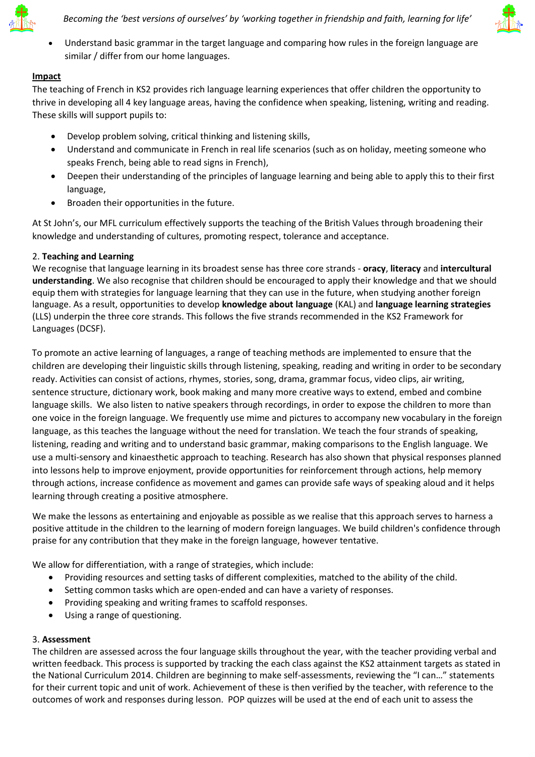- Understand basic grammar in the target language and comparing how rules in the foreign language are similar / differ from our home languages.

**Impact**

The teaching of French in KS2 provides rich language learning experiences that offer children the opportunity to thrive in developing all 4 key language areas, having the confidence when speaking, listening, writing and reading. These skills will support pupils to:

- Develop problem solving, critical thinking and listening skills,
- Understand and communicate in French in real life scenarios (such as on holiday, meeting someone who speaks French, being able to read signs in French),
- Deepen their understanding of the principles of language learning and being able to apply this to their first language,
- Broaden their opportunities in the future.

At St John's, our MFL curriculum effectively supports the teaching of the British Values through broadening their knowledge and understanding of cultures, promoting respect, tolerance and acceptance.

## 2. Teaching and Learning

We recognise that language learning in its broadest sense has three core strands - **oracy**, **literacy** and **intercultural understanding**. We also recognise that children should be encouraged to apply their knowledge and that we should equip them with strategies for language learning that they can use in the future, when studying another foreign language. As a result, opportunities to develop **knowledge about language** (KAL) and **language learning strategies** (LLS) underpin the three core strands. This follows the five strands recommended in the KS2 Framework for Languages (DCSF).

To promote an active learning of languages, a range of teaching methods are implemented to ensure that the children are developing their linguistic skills through listening, speaking, reading and writing in order to be secondary ready. Activities can consist of actions, rhymes, stories, song, drama, grammar focus, video clips, air writing, sentence structure, dictionary work, book making and many more creative ways to extend, embed and combine language skills. We also listen to native speakers through recordings, in order to expose the children to more than one voice in the foreign language. We frequently use mime and pictures to accompany new vocabulary in the foreign language, as this teaches the language without the need for translation. We teach the four strands of speaking, listening, reading and writing and to understand basic grammar, making comparisons to the English language. We use a multi-sensory and kinaesthetic approach to teaching. Research has also shown that physical responses planned into lessons help to improve enjoyment, provide opportunities for reinforcement through actions, help memory through actions, increase confidence as movement and games can provide safe ways of speaking aloud and it helps learning through creating a positive atmosphere.

We make the lessons as entertaining and enjoyable as possible as we realise that this approach serves to harness a positive attitude in the children to the learning of modern foreign languages. We build children's confidence through praise for any contribution that they make in the foreign language, however tentative.

We allow for differentiation, with a range of strategies, which include:

- Providing resources and setting tasks of different complexities, matched to the ability of the child.
- Setting common tasks which are open-ended and can have a variety of responses.
- Providing speaking and writing frames to scaffold responses.
- Using a range of questioning.

## 3. Assessment

The children are assessed across the four language skills throughout the year, with the teacher providing verbal and written feedback. This process is supported by tracking the each class against the KS2 attainment targets as stated in the National Curriculum 2014. Children are beginning to make self-assessments, reviewing the "I can…" statements for their current topic and unit of work. Achievement of these is then verified by the teacher, with reference to the outcomes of work and responses during lesson. POP quizzes will be used at the end of each unit to assess the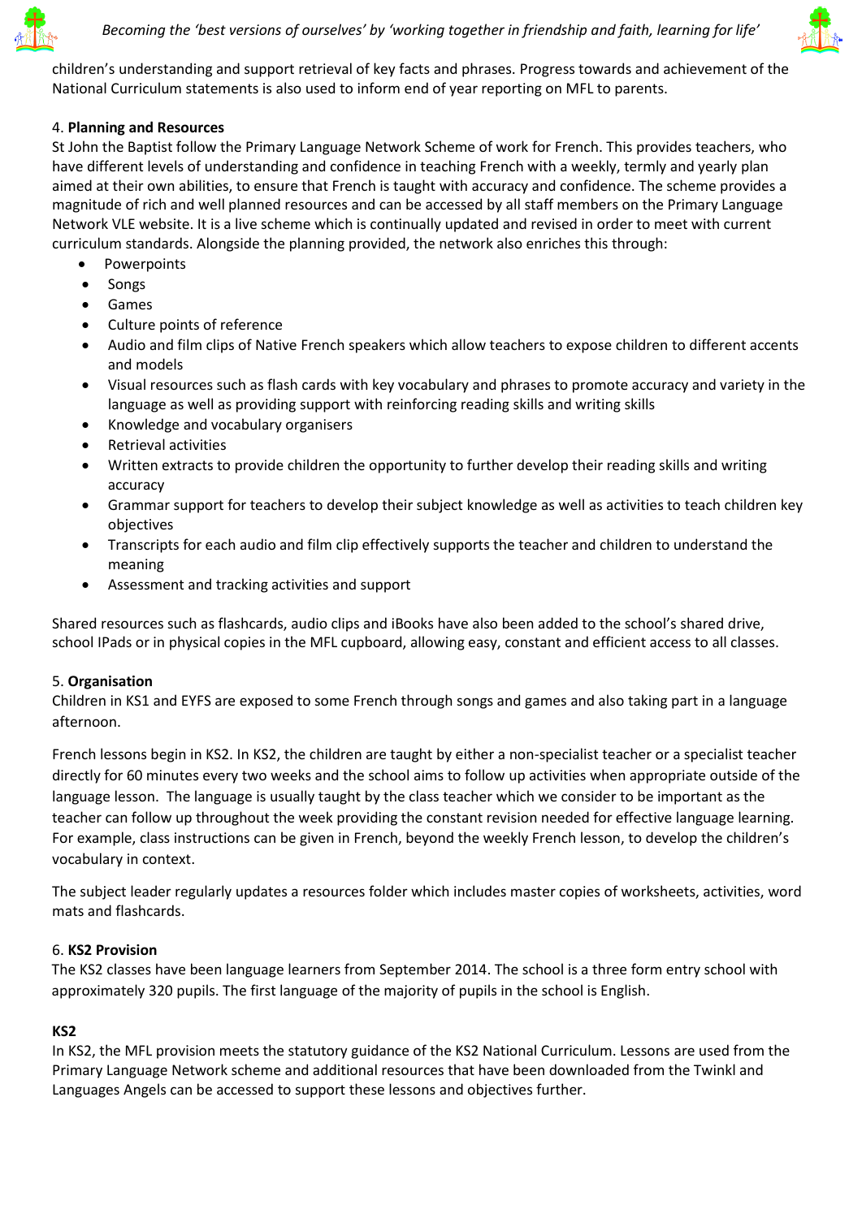children's understanding and support retrieval of key facts and phrases. Progress towards and achievement of the National Curriculum statements is also used to inform end of year reporting on MFL to parents.

4. **Planning and Resources**

St John the Baptist follow the Primary Language Network Scheme of work for French. This provides teachers, who have different levels of understanding and confidence in teaching French with a weekly, termly and yearly plan aimed at their own abilities, to ensure that French is taught with accuracy and confidence. The scheme provides a magnitude of rich and well planned resources and can be accessed by all staff members on the Primary Language Network VLE website. It is a live scheme which is continually updated and revised in order to meet with current curriculum standards. Alongside the planning provided, the network also enriches this through:

- Powerpoints
- Songs
- Games
- Culture points of reference
- Audio and film clips of Native French speakers which allow teachers to expose children to different accents and models
- Visual resources such as flash cards with key vocabulary and phrases to promote accuracy and variety in the language as well as providing support with reinforcing reading skills and writing skills
- Knowledge and vocabulary organisers
- Retrieval activities
- Written extracts to provide children the opportunity to further develop their reading skills and writing accuracy
- Grammar support for teachers to develop their subject knowledge as well as activities to teach children key objectives
- Transcripts for each audio and film clip effectively supports the teacher and children to understand the meaning
- Assessment and tracking activities and support

Shared resources such as flashcards, audio clips and iBooks have also been added to the school's shared drive, school IPads or in physical copies in the MFL cupboard, allowing easy, constant and efficient access to all classes.

5. **Organisation**

Children in KS1 and EYFS are exposed to some French through songs and games and also taking part in a language afternoon.

French lessons begin in KS2. In KS2, the children are taught by either a non-specialist teacher or a specialist teacher directly for 60 minutes every two weeks and the school aims to follow up activities when appropriate outside of the language lesson. The language is usually taught by the class teacher which we consider to be important as the teacher can follow up throughout the week providing the constant revision needed for effective language learning. For example, class instructions can be given in French, beyond the weekly French lesson, to develop the children's vocabulary in context.

The subject leader regularly updates a resources folder which includes master copies of worksheets, activities, word mats and flashcards.

6. **KS2 Provision**

The KS2 classes have been language learners from September 2014. The school is a three form entry school with approximately 320 pupils. The first language of the majority of pupils in the school is English.

**KS2**

In KS2, the MFL provision meets the statutory guidance of the KS2 National Curriculum. Lessons are used from the Primary Language Network scheme and additional resources that have been downloaded from the Twinkl and Languages Angels can be accessed to support these lessons and objectives further.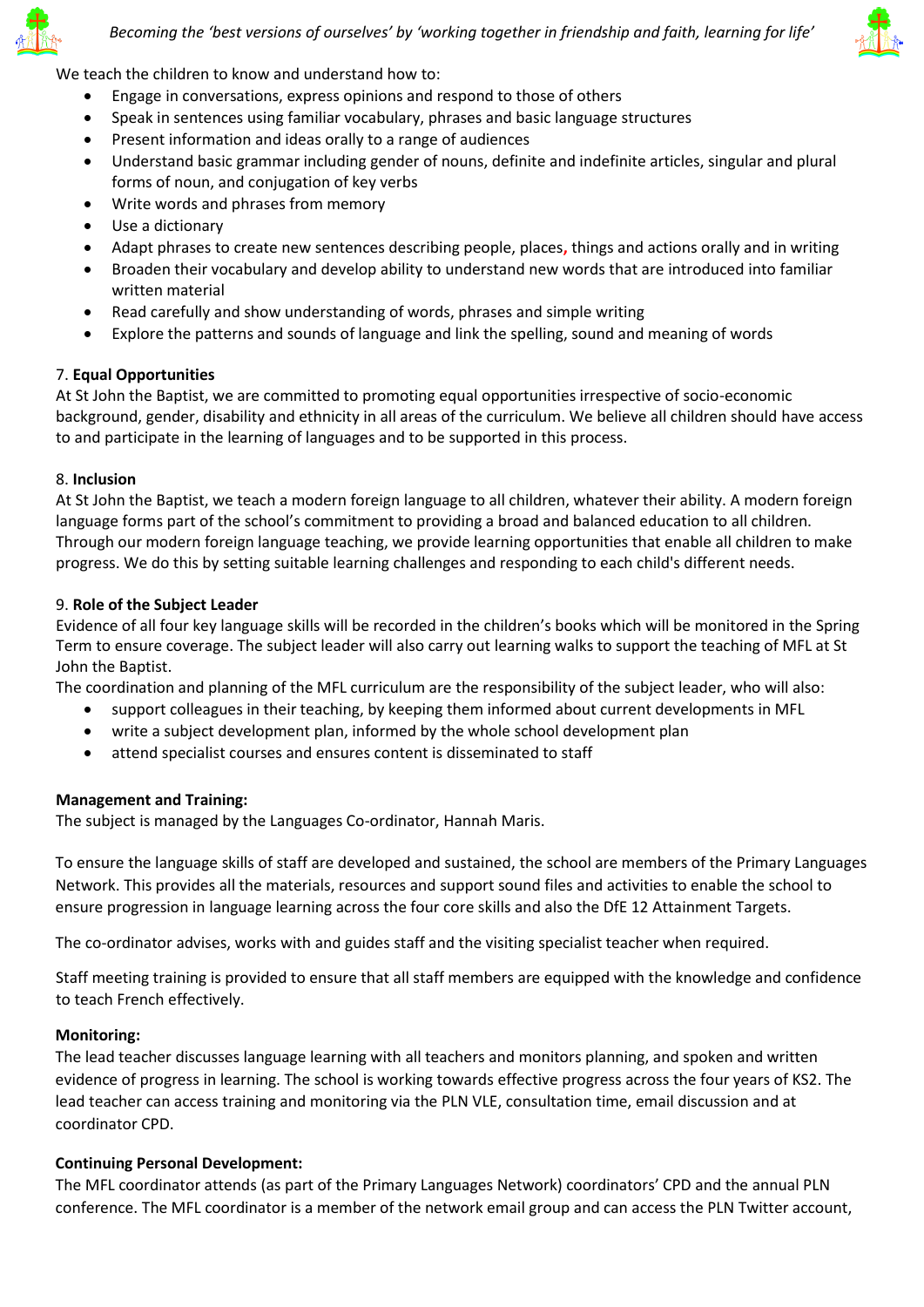We teach the children to know and understand how to:

- Engage in conversations, express opinions and respond to those of others
- Speak in sentences using familiar vocabulary, phrases and basic language structures
- Present information and ideas orally to a range of audiences
- Understand basic grammar including gender of nouns, definite and indefinite articles, singular and plural forms of noun, and conjugation of key verbs
- Write words and phrases from memory
- Use a dictionary
- Adapt phrases to create new sentences describing people, places, things and actions orally and in writing
- Broaden their vocabulary and develop ability to understand new words that are introduced into familiar written material
- Read carefully and show understanding of words, phrases and simple writing
- Explore the patterns and sounds of language and link the spelling, sound and meaning of words

7. **Equal Opportunities**

At St John the Baptist, we are committed to promoting equal opportunities irrespective of socio-economic background, gender, disability and ethnicity in all areas of the curriculum. We believe all children should have access to and participate in the learning of languages and to be supported in this process.

8. **Inclusion**

At St John the Baptist, we teach a modern foreign language to all children, whatever their ability. A modern foreign language forms part of the school's commitment to providing a broad and balanced education to all children. Through our modern foreign language teaching, we provide learning opportunities that enable all children to make progress. We do this by setting suitable learning challenges and responding to each child's different needs.

9. **Role of the Subject Leader**

Evidence of all four key language skills will be recorded in the children's books which will be monitored in the Spring Term to ensure coverage. The subject leader will also carry out learning walks to support the teaching of MFL at St John the Baptist.

The coordination and planning of the MFL curriculum are the responsibility of the subject leader, who will also:

- support colleagues in their teaching, by keeping them informed about current developments in MFL
- write a subject development plan, informed by the whole school development plan
- attend specialist courses and ensures content is disseminated to staff

**Management and Training:**

The subject is managed by the Languages Co-ordinator, Hannah Maris.

To ensure the language skills of staff are developed and sustained, the school are members of the Primary Languages Network. This provides all the materials, resources and support sound files and activities to enable the school to ensure progression in language learning across the four core skills and also the DfE 12 Attainment Targets.

The co-ordinator advises, works with and guides staff and the visiting specialist teacher when required.

Staff meeting training is provided to ensure that all staff members are equipped with the knowledge and confidence to teach French effectively.

**Monitoring:**

The lead teacher discusses language learning with all teachers and monitors planning, and spoken and written evidence of progress in learning. The school is working towards effective progress across the four years of KS2. The lead teacher can access training and monitoring via the PLN VLE, consultation time, email discussion and at coordinator CPD.

**Continuing Personal Development:**

The MFL coordinator attends (as part of the Primary Languages Network) coordinators' CPD and the annual PLN conference. The MFL coordinator is a member of the network email group and can access the PLN Twitter account,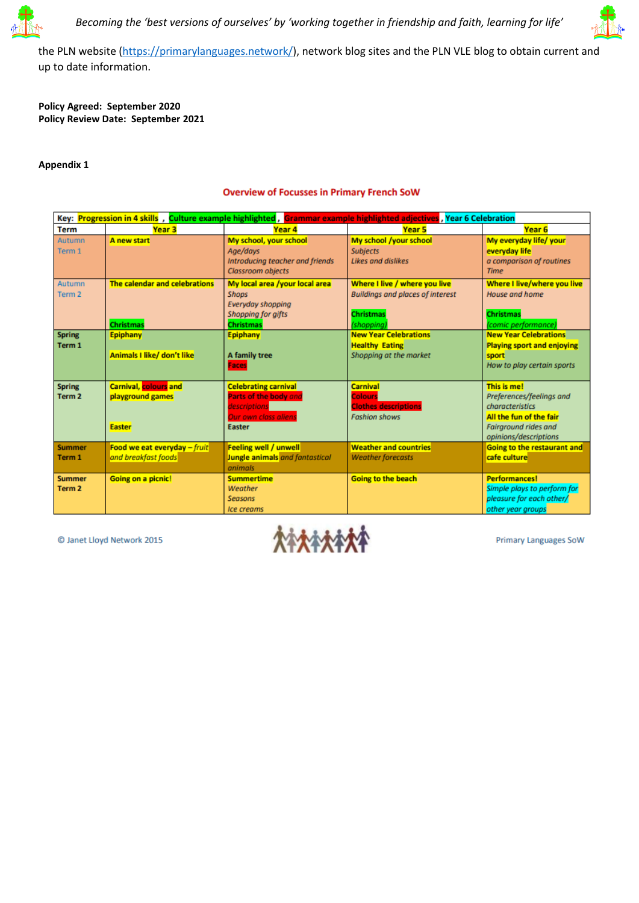the PLN website (https://primarylanguages.network/), network blog sites and the PLN VLE blog to obtain current and up to date information.

**Policy Agreed: September 2020**
**Policy Review Date: September 2021**

**Appendix 1**

## Overview of Focusses in Primary French SoW

Key: Progression in 4 skills , Culture example highlighted , Grammar example highlighted adjectives , Year 6 Celebration

| Term | Year 3 | Year 4 | Year 5 | Year 6 |
|---|---|---|---|---|
| Autumn Term 1 | A new start | My school, your school<br>*Age/days*<br>*Introducing teacher and friends*<br>*Classroom objects* | My school /your school<br>*Subjects*<br>*Likes and dislikes* | My everyday life/ your everyday life<br>*a comparison of routines*<br>*Time* |
| Autumn Term 2 | The calendar and celebrations<br><br>Christmas | My local area /your local area<br>*Shops*<br>*Everyday shopping*<br>*Shopping for gifts*<br>Christmas | Where I live / where you live<br>*Buildings and places of interest*<br><br>Christmas<br>*(shopping)* | Where I live/where you live<br>*House and home*<br><br>Christmas<br>*(comic performance)* |
| Spring Term 1 | Epiphany<br><br>Animals I like/ don't like | Epiphany<br><br>A family tree<br>Faces | New Year Celebrations<br>Healthy Eating<br>*Shopping at the market* | New Year Celebrations<br>Playing sport and enjoying sport<br>*How to play certain sports* |
| Spring Term 2 | Carnival, colours and playground games<br><br>Easter | Celebrating carnival<br>Parts of the body *and descriptions*<br>*Our own class aliens*<br>Easter | Carnival<br>Colours<br>Clothes descriptions<br>*Fashion shows* | This is me!<br>*Preferences/feelings and characteristics*<br>All the fun of the fair<br>*Fairground rides and opinions/descriptions* |
| Summer Term 1 | Food we eat everyday – *fruit and breakfast foods* | Feeling well / unwell<br>Jungle animals *and fantastical animals* | Weather and countries<br>*Weather forecasts* | Going to the restaurant and cafe culture |
| Summer Term 2 | Going on a picnic! | Summertime<br>*Weather*<br>*Seasons*<br>*Ice creams* | Going to the beach | Performances!<br>*Simple plays to perform for pleasure for each other/ other year groups* |

© Janet Lloyd Network 2015 Primary Languages SoW